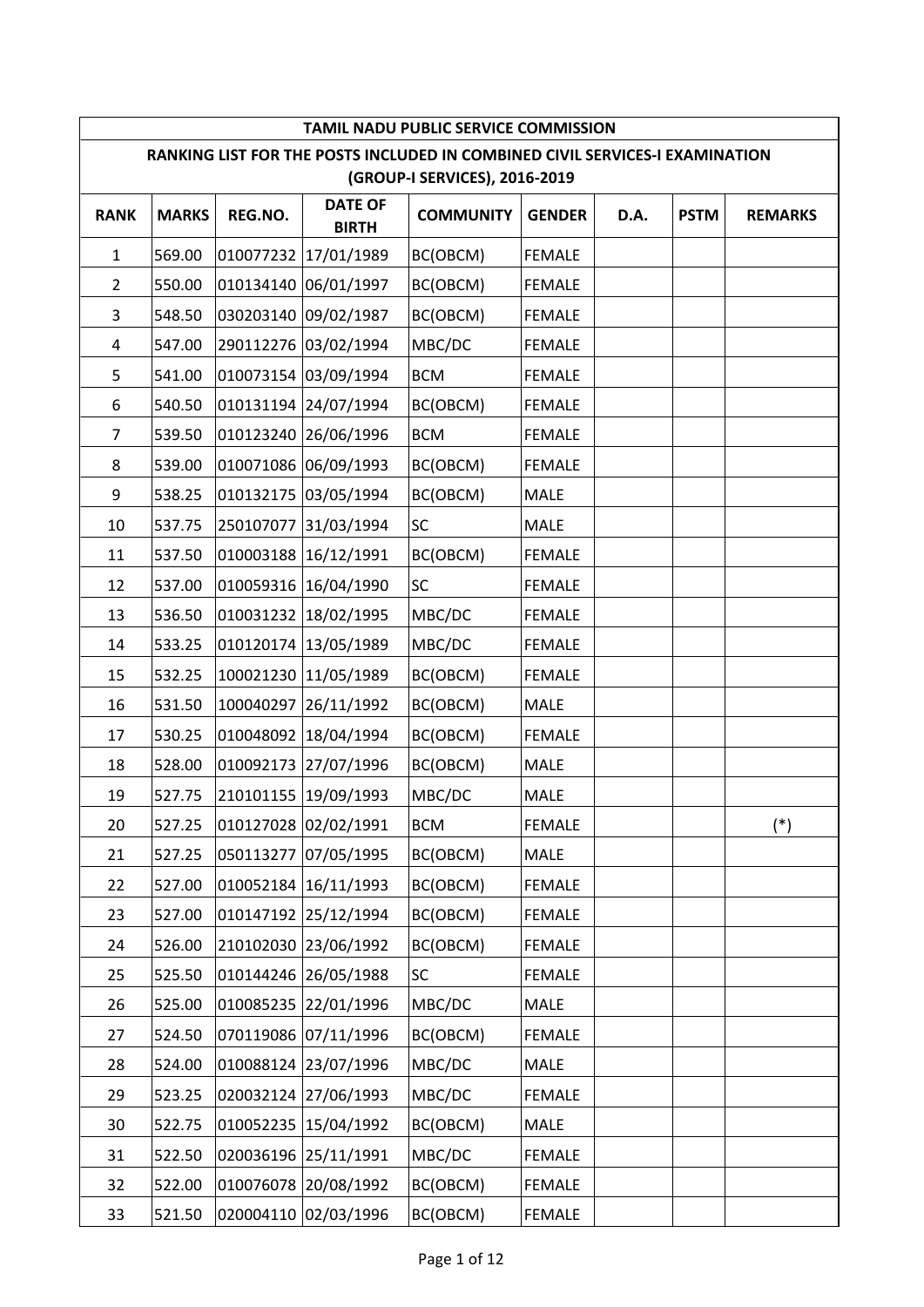# TAMIL NADU PUBLIC SERVICE COMMISSION

## RANKING LIST FOR THE POSTS INCLUDED IN COMBINED CIVIL SERVICES-I EXAMINATION (GROUP-I SERVICES), 2016-2019

| RANK | MARKS | REG.NO. | DATE OF BIRTH | COMMUNITY | GENDER | D.A. | PSTM | REMARKS |
|---|---|---|---|---|---|---|---|---|
| 1 | 569.00 | 010077232 | 17/01/1989 | BC(OBCM) | FEMALE | | | |
| 2 | 550.00 | 010134140 | 06/01/1997 | BC(OBCM) | FEMALE | | | |
| 3 | 548.50 | 030203140 | 09/02/1987 | BC(OBCM) | FEMALE | | | |
| 4 | 547.00 | 290112276 | 03/02/1994 | MBC/DC | FEMALE | | | |
| 5 | 541.00 | 010073154 | 03/09/1994 | BCM | FEMALE | | | |
| 6 | 540.50 | 010131194 | 24/07/1994 | BC(OBCM) | FEMALE | | | |
| 7 | 539.50 | 010123240 | 26/06/1996 | BCM | FEMALE | | | |
| 8 | 539.00 | 010071086 | 06/09/1993 | BC(OBCM) | FEMALE | | | |
| 9 | 538.25 | 010132175 | 03/05/1994 | BC(OBCM) | MALE | | | |
| 10 | 537.75 | 250107077 | 31/03/1994 | SC | MALE | | | |
| 11 | 537.50 | 010003188 | 16/12/1991 | BC(OBCM) | FEMALE | | | |
| 12 | 537.00 | 010059316 | 16/04/1990 | SC | FEMALE | | | |
| 13 | 536.50 | 010031232 | 18/02/1995 | MBC/DC | FEMALE | | | |
| 14 | 533.25 | 010120174 | 13/05/1989 | MBC/DC | FEMALE | | | |
| 15 | 532.25 | 100021230 | 11/05/1989 | BC(OBCM) | FEMALE | | | |
| 16 | 531.50 | 100040297 | 26/11/1992 | BC(OBCM) | MALE | | | |
| 17 | 530.25 | 010048092 | 18/04/1994 | BC(OBCM) | FEMALE | | | |
| 18 | 528.00 | 010092173 | 27/07/1996 | BC(OBCM) | MALE | | | |
| 19 | 527.75 | 210101155 | 19/09/1993 | MBC/DC | MALE | | | |
| 20 | 527.25 | 010127028 | 02/02/1991 | BCM | FEMALE | | | (*) |
| 21 | 527.25 | 050113277 | 07/05/1995 | BC(OBCM) | MALE | | | |
| 22 | 527.00 | 010052184 | 16/11/1993 | BC(OBCM) | FEMALE | | | |
| 23 | 527.00 | 010147192 | 25/12/1994 | BC(OBCM) | FEMALE | | | |
| 24 | 526.00 | 210102030 | 23/06/1992 | BC(OBCM) | FEMALE | | | |
| 25 | 525.50 | 010144246 | 26/05/1988 | SC | FEMALE | | | |
| 26 | 525.00 | 010085235 | 22/01/1996 | MBC/DC | MALE | | | |
| 27 | 524.50 | 070119086 | 07/11/1996 | BC(OBCM) | FEMALE | | | |
| 28 | 524.00 | 010088124 | 23/07/1996 | MBC/DC | MALE | | | |
| 29 | 523.25 | 020032124 | 27/06/1993 | MBC/DC | FEMALE | | | |
| 30 | 522.75 | 010052235 | 15/04/1992 | BC(OBCM) | MALE | | | |
| 31 | 522.50 | 020036196 | 25/11/1991 | MBC/DC | FEMALE | | | |
| 32 | 522.00 | 010076078 | 20/08/1992 | BC(OBCM) | FEMALE | | | |
| 33 | 521.50 | 020004110 | 02/03/1996 | BC(OBCM) | FEMALE | | | |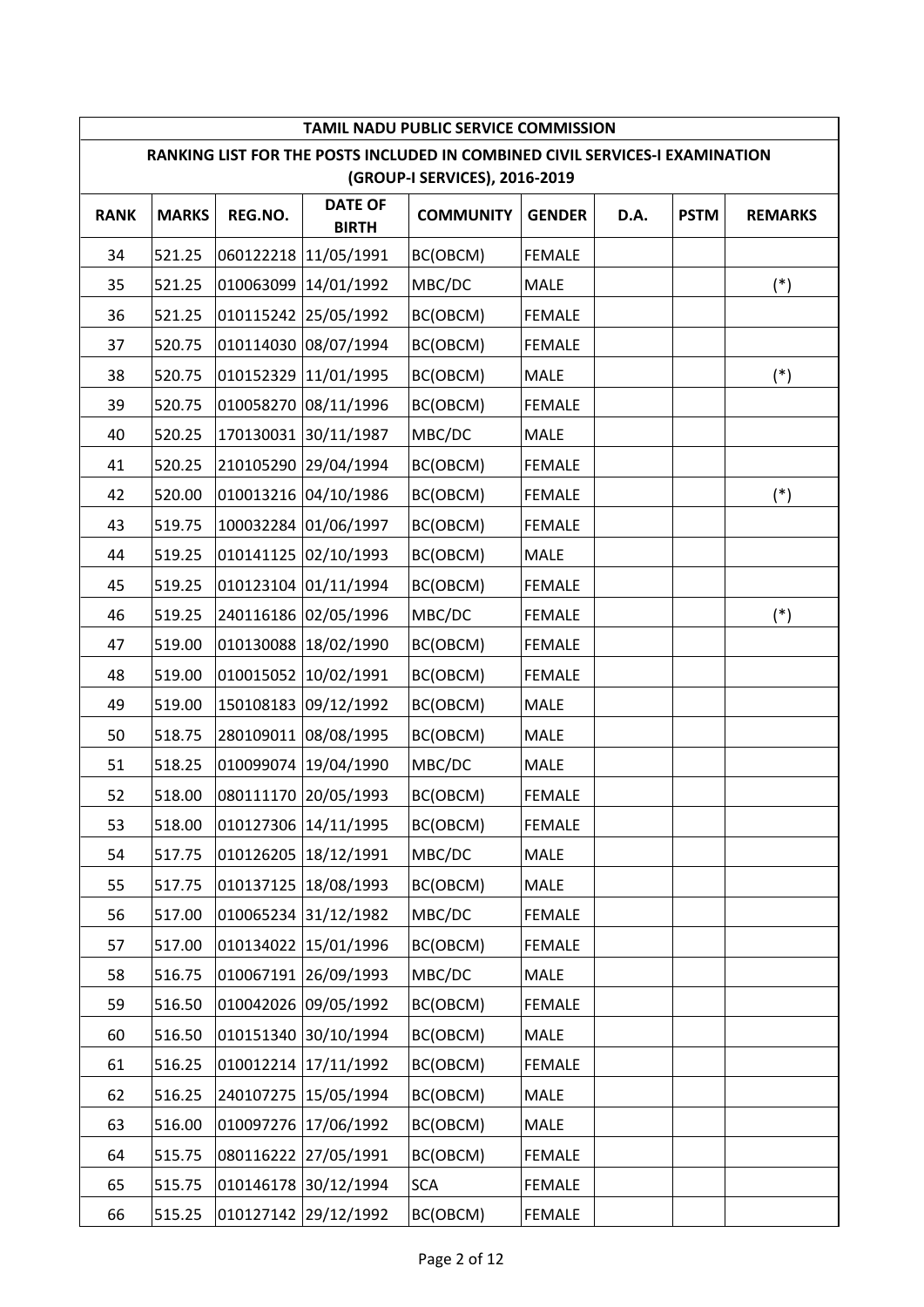| TAMIL NADU PUBLIC SERVICE COMMISSION | | | | | | | | |
|---|---|---|---|---|---|---|---|---|
| RANKING LIST FOR THE POSTS INCLUDED IN COMBINED CIVIL SERVICES-I EXAMINATION (GROUP-I SERVICES), 2016-2019 | | | | | | | | |
| **RANK** | **MARKS** | **REG.NO.** | **DATE OF BIRTH** | **COMMUNITY** | **GENDER** | **D.A.** | **PSTM** | **REMARKS** |
| 34 | 521.25 | 060122218 | 11/05/1991 | BC(OBCM) | FEMALE | | | |
| 35 | 521.25 | 010063099 | 14/01/1992 | MBC/DC | MALE | | | (*) |
| 36 | 521.25 | 010115242 | 25/05/1992 | BC(OBCM) | FEMALE | | | |
| 37 | 520.75 | 010114030 | 08/07/1994 | BC(OBCM) | FEMALE | | | |
| 38 | 520.75 | 010152329 | 11/01/1995 | BC(OBCM) | MALE | | | (*) |
| 39 | 520.75 | 010058270 | 08/11/1996 | BC(OBCM) | FEMALE | | | |
| 40 | 520.25 | 170130031 | 30/11/1987 | MBC/DC | MALE | | | |
| 41 | 520.25 | 210105290 | 29/04/1994 | BC(OBCM) | FEMALE | | | |
| 42 | 520.00 | 010013216 | 04/10/1986 | BC(OBCM) | FEMALE | | | (*) |
| 43 | 519.75 | 100032284 | 01/06/1997 | BC(OBCM) | FEMALE | | | |
| 44 | 519.25 | 010141125 | 02/10/1993 | BC(OBCM) | MALE | | | |
| 45 | 519.25 | 010123104 | 01/11/1994 | BC(OBCM) | FEMALE | | | |
| 46 | 519.25 | 240116186 | 02/05/1996 | MBC/DC | FEMALE | | | (*) |
| 47 | 519.00 | 010130088 | 18/02/1990 | BC(OBCM) | FEMALE | | | |
| 48 | 519.00 | 010015052 | 10/02/1991 | BC(OBCM) | FEMALE | | | |
| 49 | 519.00 | 150108183 | 09/12/1992 | BC(OBCM) | MALE | | | |
| 50 | 518.75 | 280109011 | 08/08/1995 | BC(OBCM) | MALE | | | |
| 51 | 518.25 | 010099074 | 19/04/1990 | MBC/DC | MALE | | | |
| 52 | 518.00 | 080111170 | 20/05/1993 | BC(OBCM) | FEMALE | | | |
| 53 | 518.00 | 010127306 | 14/11/1995 | BC(OBCM) | FEMALE | | | |
| 54 | 517.75 | 010126205 | 18/12/1991 | MBC/DC | MALE | | | |
| 55 | 517.75 | 010137125 | 18/08/1993 | BC(OBCM) | MALE | | | |
| 56 | 517.00 | 010065234 | 31/12/1982 | MBC/DC | FEMALE | | | |
| 57 | 517.00 | 010134022 | 15/01/1996 | BC(OBCM) | FEMALE | | | |
| 58 | 516.75 | 010067191 | 26/09/1993 | MBC/DC | MALE | | | |
| 59 | 516.50 | 010042026 | 09/05/1992 | BC(OBCM) | FEMALE | | | |
| 60 | 516.50 | 010151340 | 30/10/1994 | BC(OBCM) | MALE | | | |
| 61 | 516.25 | 010012214 | 17/11/1992 | BC(OBCM) | FEMALE | | | |
| 62 | 516.25 | 240107275 | 15/05/1994 | BC(OBCM) | MALE | | | |
| 63 | 516.00 | 010097276 | 17/06/1992 | BC(OBCM) | MALE | | | |
| 64 | 515.75 | 080116222 | 27/05/1991 | BC(OBCM) | FEMALE | | | |
| 65 | 515.75 | 010146178 | 30/12/1994 | SCA | FEMALE | | | |
| 66 | 515.25 | 010127142 | 29/12/1992 | BC(OBCM) | FEMALE | | | |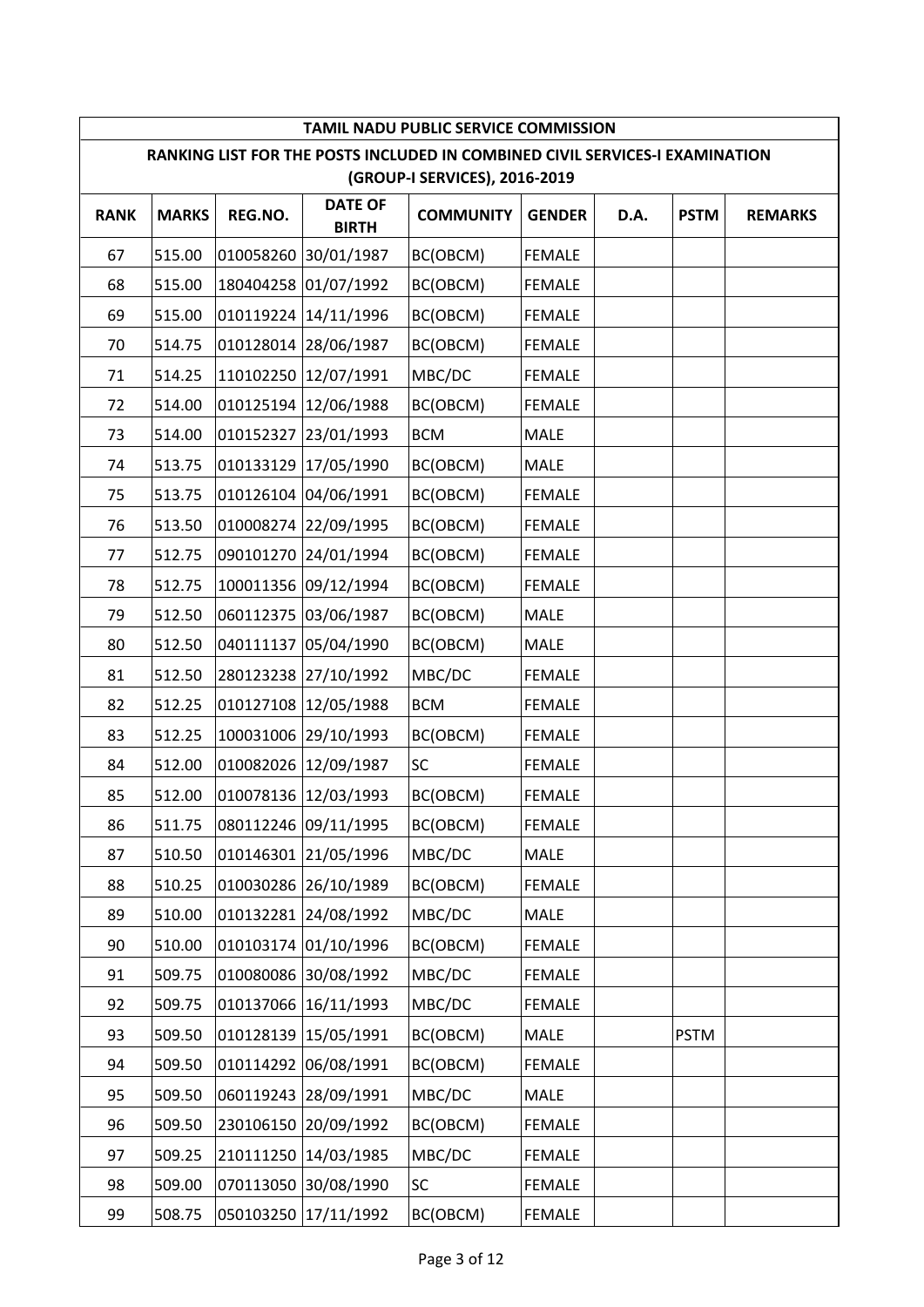| TAMIL NADU PUBLIC SERVICE COMMISSION | | | | | | | | |
|---|---|---|---|---|---|---|---|---|
| RANKING LIST FOR THE POSTS INCLUDED IN COMBINED CIVIL SERVICES-I EXAMINATION (GROUP-I SERVICES), 2016-2019 | | | | | | | | |
| RANK | MARKS | REG.NO. | DATE OF BIRTH | COMMUNITY | GENDER | D.A. | PSTM | REMARKS |
| 67 | 515.00 | 010058260 | 30/01/1987 | BC(OBCM) | FEMALE | | | |
| 68 | 515.00 | 180404258 | 01/07/1992 | BC(OBCM) | FEMALE | | | |
| 69 | 515.00 | 010119224 | 14/11/1996 | BC(OBCM) | FEMALE | | | |
| 70 | 514.75 | 010128014 | 28/06/1987 | BC(OBCM) | FEMALE | | | |
| 71 | 514.25 | 110102250 | 12/07/1991 | MBC/DC | FEMALE | | | |
| 72 | 514.00 | 010125194 | 12/06/1988 | BC(OBCM) | FEMALE | | | |
| 73 | 514.00 | 010152327 | 23/01/1993 | BCM | MALE | | | |
| 74 | 513.75 | 010133129 | 17/05/1990 | BC(OBCM) | MALE | | | |
| 75 | 513.75 | 010126104 | 04/06/1991 | BC(OBCM) | FEMALE | | | |
| 76 | 513.50 | 010008274 | 22/09/1995 | BC(OBCM) | FEMALE | | | |
| 77 | 512.75 | 090101270 | 24/01/1994 | BC(OBCM) | FEMALE | | | |
| 78 | 512.75 | 100011356 | 09/12/1994 | BC(OBCM) | FEMALE | | | |
| 79 | 512.50 | 060112375 | 03/06/1987 | BC(OBCM) | MALE | | | |
| 80 | 512.50 | 040111137 | 05/04/1990 | BC(OBCM) | MALE | | | |
| 81 | 512.50 | 280123238 | 27/10/1992 | MBC/DC | FEMALE | | | |
| 82 | 512.25 | 010127108 | 12/05/1988 | BCM | FEMALE | | | |
| 83 | 512.25 | 100031006 | 29/10/1993 | BC(OBCM) | FEMALE | | | |
| 84 | 512.00 | 010082026 | 12/09/1987 | SC | FEMALE | | | |
| 85 | 512.00 | 010078136 | 12/03/1993 | BC(OBCM) | FEMALE | | | |
| 86 | 511.75 | 080112246 | 09/11/1995 | BC(OBCM) | FEMALE | | | |
| 87 | 510.50 | 010146301 | 21/05/1996 | MBC/DC | MALE | | | |
| 88 | 510.25 | 010030286 | 26/10/1989 | BC(OBCM) | FEMALE | | | |
| 89 | 510.00 | 010132281 | 24/08/1992 | MBC/DC | MALE | | | |
| 90 | 510.00 | 010103174 | 01/10/1996 | BC(OBCM) | FEMALE | | | |
| 91 | 509.75 | 010080086 | 30/08/1992 | MBC/DC | FEMALE | | | |
| 92 | 509.75 | 010137066 | 16/11/1993 | MBC/DC | FEMALE | | | |
| 93 | 509.50 | 010128139 | 15/05/1991 | BC(OBCM) | MALE | | PSTM | |
| 94 | 509.50 | 010114292 | 06/08/1991 | BC(OBCM) | FEMALE | | | |
| 95 | 509.50 | 060119243 | 28/09/1991 | MBC/DC | MALE | | | |
| 96 | 509.50 | 230106150 | 20/09/1992 | BC(OBCM) | FEMALE | | | |
| 97 | 509.25 | 210111250 | 14/03/1985 | MBC/DC | FEMALE | | | |
| 98 | 509.00 | 070113050 | 30/08/1990 | SC | FEMALE | | | |
| 99 | 508.75 | 050103250 | 17/11/1992 | BC(OBCM) | FEMALE | | | |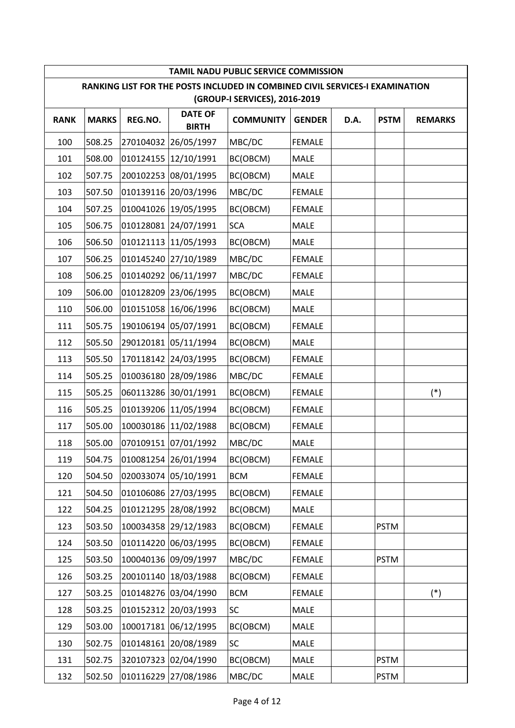| TAMIL NADU PUBLIC SERVICE COMMISSION | | | | | | | | |
|---|---|---|---|---|---|---|---|---|
| RANKING LIST FOR THE POSTS INCLUDED IN COMBINED CIVIL SERVICES-I EXAMINATION (GROUP-I SERVICES), 2016-2019 | | | | | | | | |
| **RANK** | **MARKS** | **REG.NO.** | **DATE OF BIRTH** | **COMMUNITY** | **GENDER** | **D.A.** | **PSTM** | **REMARKS** |
| 100 | 508.25 | 270104032 | 26/05/1997 | MBC/DC | FEMALE | | | |
| 101 | 508.00 | 010124155 | 12/10/1991 | BC(OBCM) | MALE | | | |
| 102 | 507.75 | 200102253 | 08/01/1995 | BC(OBCM) | MALE | | | |
| 103 | 507.50 | 010139116 | 20/03/1996 | MBC/DC | FEMALE | | | |
| 104 | 507.25 | 010041026 | 19/05/1995 | BC(OBCM) | FEMALE | | | |
| 105 | 506.75 | 010128081 | 24/07/1991 | SCA | MALE | | | |
| 106 | 506.50 | 010121113 | 11/05/1993 | BC(OBCM) | MALE | | | |
| 107 | 506.25 | 010145240 | 27/10/1989 | MBC/DC | FEMALE | | | |
| 108 | 506.25 | 010140292 | 06/11/1997 | MBC/DC | FEMALE | | | |
| 109 | 506.00 | 010128209 | 23/06/1995 | BC(OBCM) | MALE | | | |
| 110 | 506.00 | 010151058 | 16/06/1996 | BC(OBCM) | MALE | | | |
| 111 | 505.75 | 190106194 | 05/07/1991 | BC(OBCM) | FEMALE | | | |
| 112 | 505.50 | 290120181 | 05/11/1994 | BC(OBCM) | MALE | | | |
| 113 | 505.50 | 170118142 | 24/03/1995 | BC(OBCM) | FEMALE | | | |
| 114 | 505.25 | 010036180 | 28/09/1986 | MBC/DC | FEMALE | | | |
| 115 | 505.25 | 060113286 | 30/01/1991 | BC(OBCM) | FEMALE | | | (*) |
| 116 | 505.25 | 010139206 | 11/05/1994 | BC(OBCM) | FEMALE | | | |
| 117 | 505.00 | 100030186 | 11/02/1988 | BC(OBCM) | FEMALE | | | |
| 118 | 505.00 | 070109151 | 07/01/1992 | MBC/DC | MALE | | | |
| 119 | 504.75 | 010081254 | 26/01/1994 | BC(OBCM) | FEMALE | | | |
| 120 | 504.50 | 020033074 | 05/10/1991 | BCM | FEMALE | | | |
| 121 | 504.50 | 010106086 | 27/03/1995 | BC(OBCM) | FEMALE | | | |
| 122 | 504.25 | 010121295 | 28/08/1992 | BC(OBCM) | MALE | | | |
| 123 | 503.50 | 100034358 | 29/12/1983 | BC(OBCM) | FEMALE | | PSTM | |
| 124 | 503.50 | 010114220 | 06/03/1995 | BC(OBCM) | FEMALE | | | |
| 125 | 503.50 | 100040136 | 09/09/1997 | MBC/DC | FEMALE | | PSTM | |
| 126 | 503.25 | 200101140 | 18/03/1988 | BC(OBCM) | FEMALE | | | |
| 127 | 503.25 | 010148276 | 03/04/1990 | BCM | FEMALE | | | (*) |
| 128 | 503.25 | 010152312 | 20/03/1993 | SC | MALE | | | |
| 129 | 503.00 | 100017181 | 06/12/1995 | BC(OBCM) | MALE | | | |
| 130 | 502.75 | 010148161 | 20/08/1989 | SC | MALE | | | |
| 131 | 502.75 | 320107323 | 02/04/1990 | BC(OBCM) | MALE | | PSTM | |
| 132 | 502.50 | 010116229 | 27/08/1986 | MBC/DC | MALE | | PSTM | |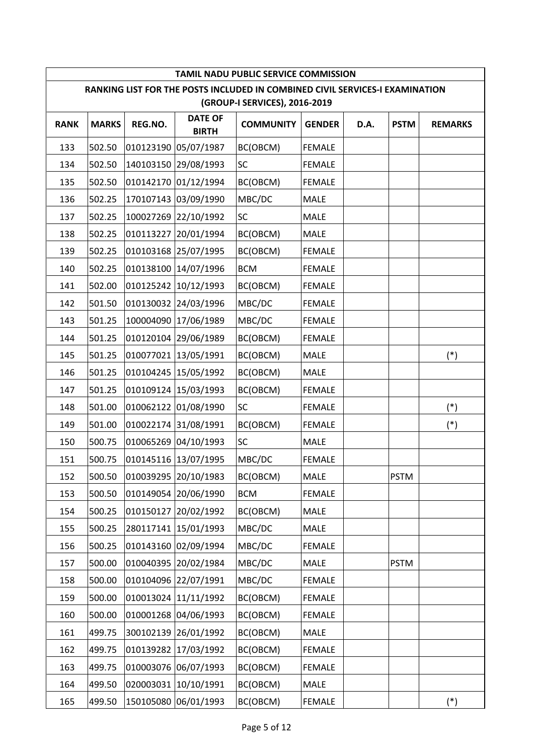| TAMIL NADU PUBLIC SERVICE COMMISSION | | | | | | | | |
|---|---|---|---|---|---|---|---|---|
| RANKING LIST FOR THE POSTS INCLUDED IN COMBINED CIVIL SERVICES-I EXAMINATION (GROUP-I SERVICES), 2016-2019 | | | | | | | | |
| **RANK** | **MARKS** | **REG.NO.** | **DATE OF BIRTH** | **COMMUNITY** | **GENDER** | **D.A.** | **PSTM** | **REMARKS** |
| 133 | 502.50 | 010123190 | 05/07/1987 | BC(OBCM) | FEMALE | | | |
| 134 | 502.50 | 140103150 | 29/08/1993 | SC | FEMALE | | | |
| 135 | 502.50 | 010142170 | 01/12/1994 | BC(OBCM) | FEMALE | | | |
| 136 | 502.25 | 170107143 | 03/09/1990 | MBC/DC | MALE | | | |
| 137 | 502.25 | 100027269 | 22/10/1992 | SC | MALE | | | |
| 138 | 502.25 | 010113227 | 20/01/1994 | BC(OBCM) | MALE | | | |
| 139 | 502.25 | 010103168 | 25/07/1995 | BC(OBCM) | FEMALE | | | |
| 140 | 502.25 | 010138100 | 14/07/1996 | BCM | FEMALE | | | |
| 141 | 502.00 | 010125242 | 10/12/1993 | BC(OBCM) | FEMALE | | | |
| 142 | 501.50 | 010130032 | 24/03/1996 | MBC/DC | FEMALE | | | |
| 143 | 501.25 | 100004090 | 17/06/1989 | MBC/DC | FEMALE | | | |
| 144 | 501.25 | 010120104 | 29/06/1989 | BC(OBCM) | FEMALE | | | |
| 145 | 501.25 | 010077021 | 13/05/1991 | BC(OBCM) | MALE | | | (*) |
| 146 | 501.25 | 010104245 | 15/05/1992 | BC(OBCM) | MALE | | | |
| 147 | 501.25 | 010109124 | 15/03/1993 | BC(OBCM) | FEMALE | | | |
| 148 | 501.00 | 010062122 | 01/08/1990 | SC | FEMALE | | | (*) |
| 149 | 501.00 | 010022174 | 31/08/1991 | BC(OBCM) | FEMALE | | | (*) |
| 150 | 500.75 | 010065269 | 04/10/1993 | SC | MALE | | | |
| 151 | 500.75 | 010145116 | 13/07/1995 | MBC/DC | FEMALE | | | |
| 152 | 500.50 | 010039295 | 20/10/1983 | BC(OBCM) | MALE | | PSTM | |
| 153 | 500.50 | 010149054 | 20/06/1990 | BCM | FEMALE | | | |
| 154 | 500.25 | 010150127 | 20/02/1992 | BC(OBCM) | MALE | | | |
| 155 | 500.25 | 280117141 | 15/01/1993 | MBC/DC | MALE | | | |
| 156 | 500.25 | 010143160 | 02/09/1994 | MBC/DC | FEMALE | | | |
| 157 | 500.00 | 010040395 | 20/02/1984 | MBC/DC | MALE | | PSTM | |
| 158 | 500.00 | 010104096 | 22/07/1991 | MBC/DC | FEMALE | | | |
| 159 | 500.00 | 010013024 | 11/11/1992 | BC(OBCM) | FEMALE | | | |
| 160 | 500.00 | 010001268 | 04/06/1993 | BC(OBCM) | FEMALE | | | |
| 161 | 499.75 | 300102139 | 26/01/1992 | BC(OBCM) | MALE | | | |
| 162 | 499.75 | 010139282 | 17/03/1992 | BC(OBCM) | FEMALE | | | |
| 163 | 499.75 | 010003076 | 06/07/1993 | BC(OBCM) | FEMALE | | | |
| 164 | 499.50 | 020003031 | 10/10/1991 | BC(OBCM) | MALE | | | |
| 165 | 499.50 | 150105080 | 06/01/1993 | BC(OBCM) | FEMALE | | | (*) |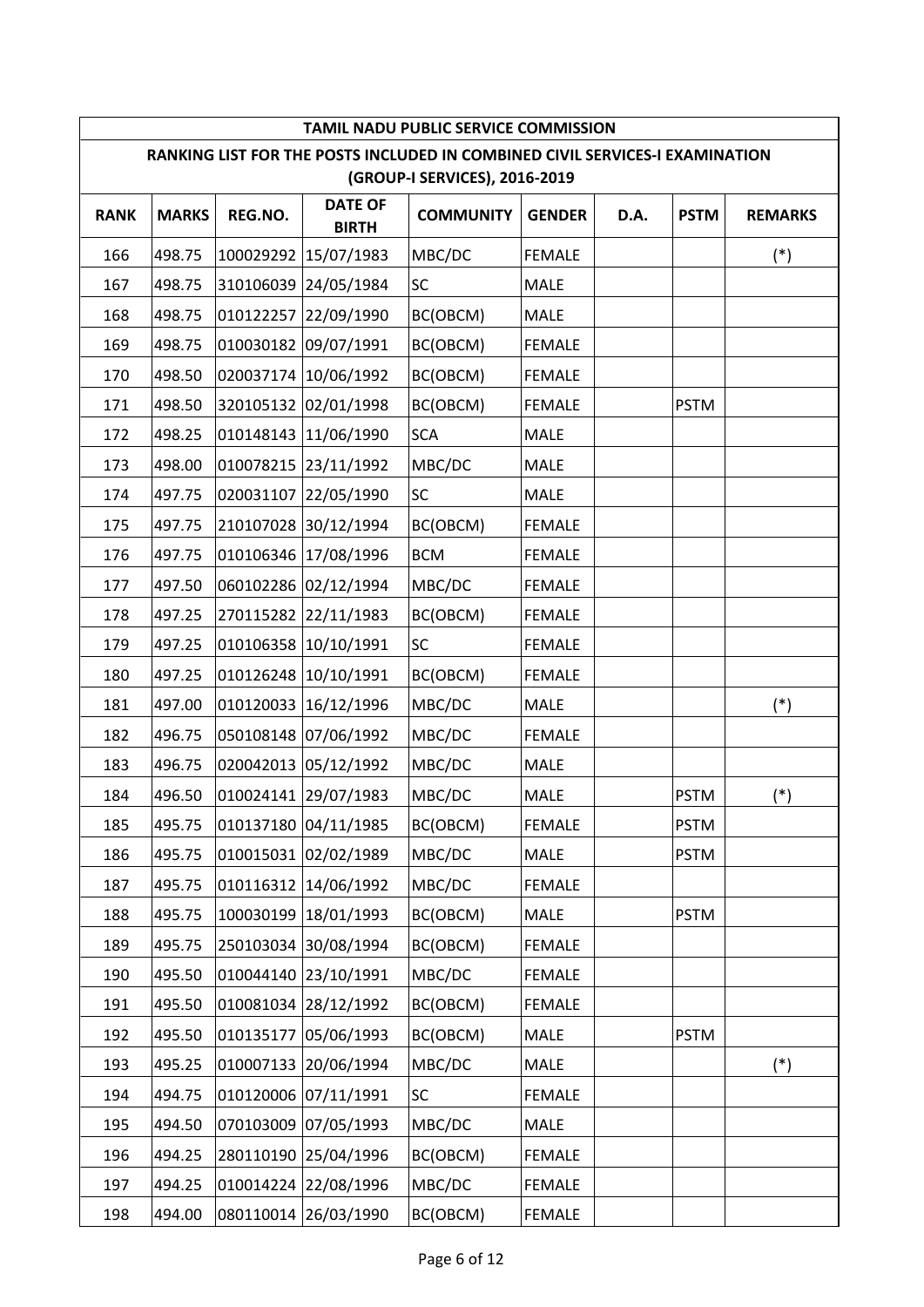| TAMIL NADU PUBLIC SERVICE COMMISSION | | | | | | | | |
|---|---|---|---|---|---|---|---|---|
| RANKING LIST FOR THE POSTS INCLUDED IN COMBINED CIVIL SERVICES-I EXAMINATION (GROUP-I SERVICES), 2016-2019 | | | | | | | | |
| **RANK** | **MARKS** | **REG.NO.** | **DATE OF BIRTH** | **COMMUNITY** | **GENDER** | **D.A.** | **PSTM** | **REMARKS** |
| 166 | 498.75 | 100029292 | 15/07/1983 | MBC/DC | FEMALE | | | (*) |
| 167 | 498.75 | 310106039 | 24/05/1984 | SC | MALE | | | |
| 168 | 498.75 | 010122257 | 22/09/1990 | BC(OBCM) | MALE | | | |
| 169 | 498.75 | 010030182 | 09/07/1991 | BC(OBCM) | FEMALE | | | |
| 170 | 498.50 | 020037174 | 10/06/1992 | BC(OBCM) | FEMALE | | | |
| 171 | 498.50 | 320105132 | 02/01/1998 | BC(OBCM) | FEMALE | | PSTM | |
| 172 | 498.25 | 010148143 | 11/06/1990 | SCA | MALE | | | |
| 173 | 498.00 | 010078215 | 23/11/1992 | MBC/DC | MALE | | | |
| 174 | 497.75 | 020031107 | 22/05/1990 | SC | MALE | | | |
| 175 | 497.75 | 210107028 | 30/12/1994 | BC(OBCM) | FEMALE | | | |
| 176 | 497.75 | 010106346 | 17/08/1996 | BCM | FEMALE | | | |
| 177 | 497.50 | 060102286 | 02/12/1994 | MBC/DC | FEMALE | | | |
| 178 | 497.25 | 270115282 | 22/11/1983 | BC(OBCM) | FEMALE | | | |
| 179 | 497.25 | 010106358 | 10/10/1991 | SC | FEMALE | | | |
| 180 | 497.25 | 010126248 | 10/10/1991 | BC(OBCM) | FEMALE | | | |
| 181 | 497.00 | 010120033 | 16/12/1996 | MBC/DC | MALE | | | (*) |
| 182 | 496.75 | 050108148 | 07/06/1992 | MBC/DC | FEMALE | | | |
| 183 | 496.75 | 020042013 | 05/12/1992 | MBC/DC | MALE | | | |
| 184 | 496.50 | 010024141 | 29/07/1983 | MBC/DC | MALE | | PSTM | (*) |
| 185 | 495.75 | 010137180 | 04/11/1985 | BC(OBCM) | FEMALE | | PSTM | |
| 186 | 495.75 | 010015031 | 02/02/1989 | MBC/DC | MALE | | PSTM | |
| 187 | 495.75 | 010116312 | 14/06/1992 | MBC/DC | FEMALE | | | |
| 188 | 495.75 | 100030199 | 18/01/1993 | BC(OBCM) | MALE | | PSTM | |
| 189 | 495.75 | 250103034 | 30/08/1994 | BC(OBCM) | FEMALE | | | |
| 190 | 495.50 | 010044140 | 23/10/1991 | MBC/DC | FEMALE | | | |
| 191 | 495.50 | 010081034 | 28/12/1992 | BC(OBCM) | FEMALE | | | |
| 192 | 495.50 | 010135177 | 05/06/1993 | BC(OBCM) | MALE | | PSTM | |
| 193 | 495.25 | 010007133 | 20/06/1994 | MBC/DC | MALE | | | (*) |
| 194 | 494.75 | 010120006 | 07/11/1991 | SC | FEMALE | | | |
| 195 | 494.50 | 070103009 | 07/05/1993 | MBC/DC | MALE | | | |
| 196 | 494.25 | 280110190 | 25/04/1996 | BC(OBCM) | FEMALE | | | |
| 197 | 494.25 | 010014224 | 22/08/1996 | MBC/DC | FEMALE | | | |
| 198 | 494.00 | 080110014 | 26/03/1990 | BC(OBCM) | FEMALE | | | |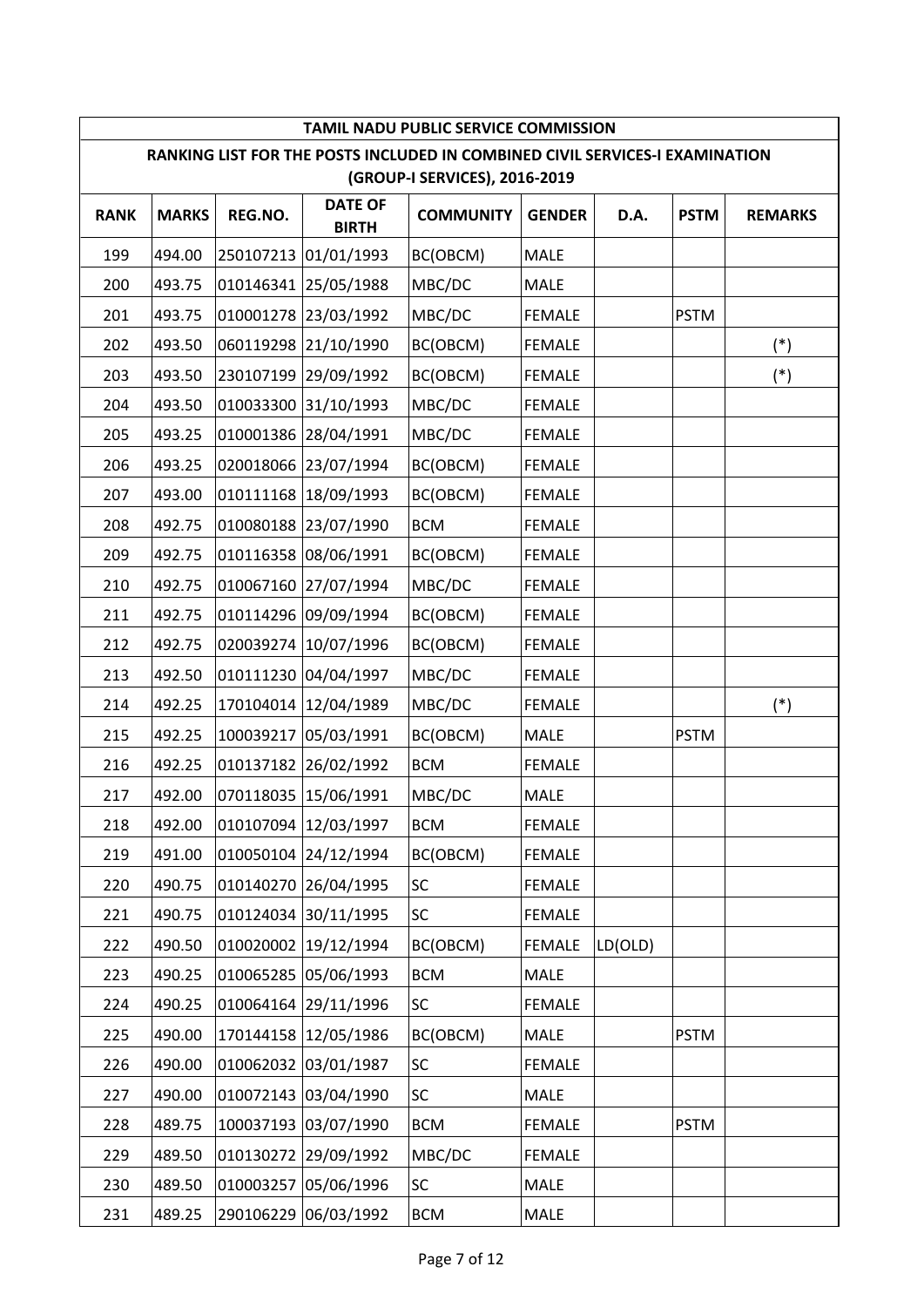| TAMIL NADU PUBLIC SERVICE COMMISSION | | | | | | | | |
|---|---|---|---|---|---|---|---|---|
| RANKING LIST FOR THE POSTS INCLUDED IN COMBINED CIVIL SERVICES-I EXAMINATION (GROUP-I SERVICES), 2016-2019 | | | | | | | | |
| **RANK** | **MARKS** | **REG.NO.** | **DATE OF BIRTH** | **COMMUNITY** | **GENDER** | **D.A.** | **PSTM** | **REMARKS** |
| 199 | 494.00 | 250107213 | 01/01/1993 | BC(OBCM) | MALE | | | |
| 200 | 493.75 | 010146341 | 25/05/1988 | MBC/DC | MALE | | | |
| 201 | 493.75 | 010001278 | 23/03/1992 | MBC/DC | FEMALE | | PSTM | |
| 202 | 493.50 | 060119298 | 21/10/1990 | BC(OBCM) | FEMALE | | | (*) |
| 203 | 493.50 | 230107199 | 29/09/1992 | BC(OBCM) | FEMALE | | | (*) |
| 204 | 493.50 | 010033300 | 31/10/1993 | MBC/DC | FEMALE | | | |
| 205 | 493.25 | 010001386 | 28/04/1991 | MBC/DC | FEMALE | | | |
| 206 | 493.25 | 020018066 | 23/07/1994 | BC(OBCM) | FEMALE | | | |
| 207 | 493.00 | 010111168 | 18/09/1993 | BC(OBCM) | FEMALE | | | |
| 208 | 492.75 | 010080188 | 23/07/1990 | BCM | FEMALE | | | |
| 209 | 492.75 | 010116358 | 08/06/1991 | BC(OBCM) | FEMALE | | | |
| 210 | 492.75 | 010067160 | 27/07/1994 | MBC/DC | FEMALE | | | |
| 211 | 492.75 | 010114296 | 09/09/1994 | BC(OBCM) | FEMALE | | | |
| 212 | 492.75 | 020039274 | 10/07/1996 | BC(OBCM) | FEMALE | | | |
| 213 | 492.50 | 010111230 | 04/04/1997 | MBC/DC | FEMALE | | | |
| 214 | 492.25 | 170104014 | 12/04/1989 | MBC/DC | FEMALE | | | (*) |
| 215 | 492.25 | 100039217 | 05/03/1991 | BC(OBCM) | MALE | | PSTM | |
| 216 | 492.25 | 010137182 | 26/02/1992 | BCM | FEMALE | | | |
| 217 | 492.00 | 070118035 | 15/06/1991 | MBC/DC | MALE | | | |
| 218 | 492.00 | 010107094 | 12/03/1997 | BCM | FEMALE | | | |
| 219 | 491.00 | 010050104 | 24/12/1994 | BC(OBCM) | FEMALE | | | |
| 220 | 490.75 | 010140270 | 26/04/1995 | SC | FEMALE | | | |
| 221 | 490.75 | 010124034 | 30/11/1995 | SC | FEMALE | | | |
| 222 | 490.50 | 010020002 | 19/12/1994 | BC(OBCM) | FEMALE | LD(OLD) | | |
| 223 | 490.25 | 010065285 | 05/06/1993 | BCM | MALE | | | |
| 224 | 490.25 | 010064164 | 29/11/1996 | SC | FEMALE | | | |
| 225 | 490.00 | 170144158 | 12/05/1986 | BC(OBCM) | MALE | | PSTM | |
| 226 | 490.00 | 010062032 | 03/01/1987 | SC | FEMALE | | | |
| 227 | 490.00 | 010072143 | 03/04/1990 | SC | MALE | | | |
| 228 | 489.75 | 100037193 | 03/07/1990 | BCM | FEMALE | | PSTM | |
| 229 | 489.50 | 010130272 | 29/09/1992 | MBC/DC | FEMALE | | | |
| 230 | 489.50 | 010003257 | 05/06/1996 | SC | MALE | | | |
| 231 | 489.25 | 290106229 | 06/03/1992 | BCM | MALE | | | |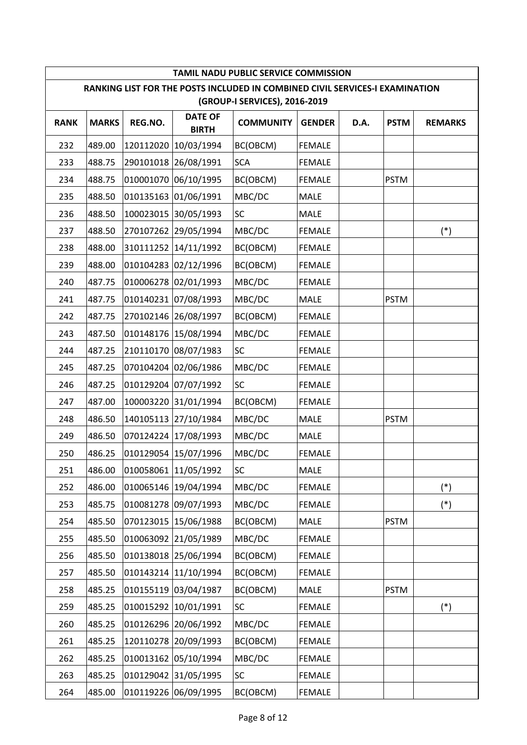| TAMIL NADU PUBLIC SERVICE COMMISSION | | | | | | | | |
|---|---|---|---|---|---|---|---|---|
| RANKING LIST FOR THE POSTS INCLUDED IN COMBINED CIVIL SERVICES-I EXAMINATION (GROUP-I SERVICES), 2016-2019 | | | | | | | | |
| **RANK** | **MARKS** | **REG.NO.** | **DATE OF BIRTH** | **COMMUNITY** | **GENDER** | **D.A.** | **PSTM** | **REMARKS** |
| 232 | 489.00 | 120112020 | 10/03/1994 | BC(OBCM) | FEMALE | | | |
| 233 | 488.75 | 290101018 | 26/08/1991 | SCA | FEMALE | | | |
| 234 | 488.75 | 010001070 | 06/10/1995 | BC(OBCM) | FEMALE | | PSTM | |
| 235 | 488.50 | 010135163 | 01/06/1991 | MBC/DC | MALE | | | |
| 236 | 488.50 | 100023015 | 30/05/1993 | SC | MALE | | | |
| 237 | 488.50 | 270107262 | 29/05/1994 | MBC/DC | FEMALE | | | (*) |
| 238 | 488.00 | 310111252 | 14/11/1992 | BC(OBCM) | FEMALE | | | |
| 239 | 488.00 | 010104283 | 02/12/1996 | BC(OBCM) | FEMALE | | | |
| 240 | 487.75 | 010006278 | 02/01/1993 | MBC/DC | FEMALE | | | |
| 241 | 487.75 | 010140231 | 07/08/1993 | MBC/DC | MALE | | PSTM | |
| 242 | 487.75 | 270102146 | 26/08/1997 | BC(OBCM) | FEMALE | | | |
| 243 | 487.50 | 010148176 | 15/08/1994 | MBC/DC | FEMALE | | | |
| 244 | 487.25 | 210110170 | 08/07/1983 | SC | FEMALE | | | |
| 245 | 487.25 | 070104204 | 02/06/1986 | MBC/DC | FEMALE | | | |
| 246 | 487.25 | 010129204 | 07/07/1992 | SC | FEMALE | | | |
| 247 | 487.00 | 100003220 | 31/01/1994 | BC(OBCM) | FEMALE | | | |
| 248 | 486.50 | 140105113 | 27/10/1984 | MBC/DC | MALE | | PSTM | |
| 249 | 486.50 | 070124224 | 17/08/1993 | MBC/DC | MALE | | | |
| 250 | 486.25 | 010129054 | 15/07/1996 | MBC/DC | FEMALE | | | |
| 251 | 486.00 | 010058061 | 11/05/1992 | SC | MALE | | | |
| 252 | 486.00 | 010065146 | 19/04/1994 | MBC/DC | FEMALE | | | (*) |
| 253 | 485.75 | 010081278 | 09/07/1993 | MBC/DC | FEMALE | | | (*) |
| 254 | 485.50 | 070123015 | 15/06/1988 | BC(OBCM) | MALE | | PSTM | |
| 255 | 485.50 | 010063092 | 21/05/1989 | MBC/DC | FEMALE | | | |
| 256 | 485.50 | 010138018 | 25/06/1994 | BC(OBCM) | FEMALE | | | |
| 257 | 485.50 | 010143214 | 11/10/1994 | BC(OBCM) | FEMALE | | | |
| 258 | 485.25 | 010155119 | 03/04/1987 | BC(OBCM) | MALE | | PSTM | |
| 259 | 485.25 | 010015292 | 10/01/1991 | SC | FEMALE | | | (*) |
| 260 | 485.25 | 010126296 | 20/06/1992 | MBC/DC | FEMALE | | | |
| 261 | 485.25 | 120110278 | 20/09/1993 | BC(OBCM) | FEMALE | | | |
| 262 | 485.25 | 010013162 | 05/10/1994 | MBC/DC | FEMALE | | | |
| 263 | 485.25 | 010129042 | 31/05/1995 | SC | FEMALE | | | |
| 264 | 485.00 | 010119226 | 06/09/1995 | BC(OBCM) | FEMALE | | | |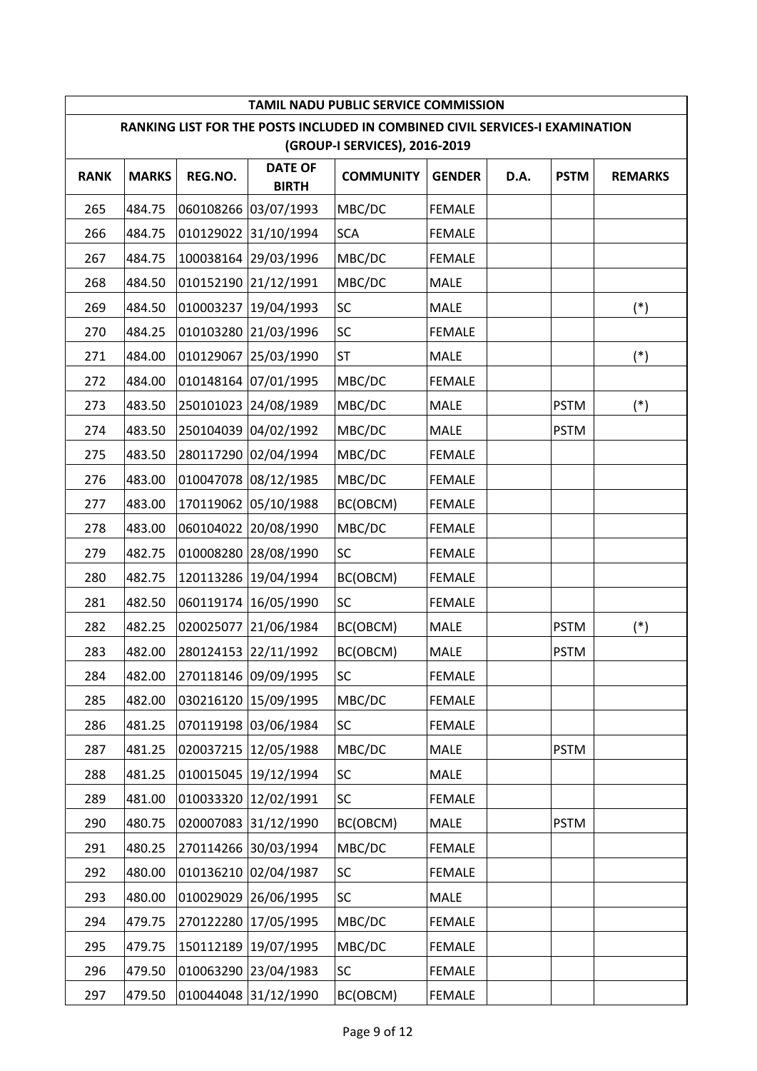| TAMIL NADU PUBLIC SERVICE COMMISSION | | | | | | | | |
|---|---|---|---|---|---|---|---|---|
| RANKING LIST FOR THE POSTS INCLUDED IN COMBINED CIVIL SERVICES-I EXAMINATION (GROUP-I SERVICES), 2016-2019 | | | | | | | | |
| **RANK** | **MARKS** | **REG.NO.** | **DATE OF BIRTH** | **COMMUNITY** | **GENDER** | **D.A.** | **PSTM** | **REMARKS** |
| 265 | 484.75 | 060108266 | 03/07/1993 | MBC/DC | FEMALE | | | |
| 266 | 484.75 | 010129022 | 31/10/1994 | SCA | FEMALE | | | |
| 267 | 484.75 | 100038164 | 29/03/1996 | MBC/DC | FEMALE | | | |
| 268 | 484.50 | 010152190 | 21/12/1991 | MBC/DC | MALE | | | |
| 269 | 484.50 | 010003237 | 19/04/1993 | SC | MALE | | | (*) |
| 270 | 484.25 | 010103280 | 21/03/1996 | SC | FEMALE | | | |
| 271 | 484.00 | 010129067 | 25/03/1990 | ST | MALE | | | (*) |
| 272 | 484.00 | 010148164 | 07/01/1995 | MBC/DC | FEMALE | | | |
| 273 | 483.50 | 250101023 | 24/08/1989 | MBC/DC | MALE | | PSTM | (*) |
| 274 | 483.50 | 250104039 | 04/02/1992 | MBC/DC | MALE | | PSTM | |
| 275 | 483.50 | 280117290 | 02/04/1994 | MBC/DC | FEMALE | | | |
| 276 | 483.00 | 010047078 | 08/12/1985 | MBC/DC | FEMALE | | | |
| 277 | 483.00 | 170119062 | 05/10/1988 | BC(OBCM) | FEMALE | | | |
| 278 | 483.00 | 060104022 | 20/08/1990 | MBC/DC | FEMALE | | | |
| 279 | 482.75 | 010008280 | 28/08/1990 | SC | FEMALE | | | |
| 280 | 482.75 | 120113286 | 19/04/1994 | BC(OBCM) | FEMALE | | | |
| 281 | 482.50 | 060119174 | 16/05/1990 | SC | FEMALE | | | |
| 282 | 482.25 | 020025077 | 21/06/1984 | BC(OBCM) | MALE | | PSTM | (*) |
| 283 | 482.00 | 280124153 | 22/11/1992 | BC(OBCM) | MALE | | PSTM | |
| 284 | 482.00 | 270118146 | 09/09/1995 | SC | FEMALE | | | |
| 285 | 482.00 | 030216120 | 15/09/1995 | MBC/DC | FEMALE | | | |
| 286 | 481.25 | 070119198 | 03/06/1984 | SC | FEMALE | | | |
| 287 | 481.25 | 020037215 | 12/05/1988 | MBC/DC | MALE | | PSTM | |
| 288 | 481.25 | 010015045 | 19/12/1994 | SC | MALE | | | |
| 289 | 481.00 | 010033320 | 12/02/1991 | SC | FEMALE | | | |
| 290 | 480.75 | 020007083 | 31/12/1990 | BC(OBCM) | MALE | | PSTM | |
| 291 | 480.25 | 270114266 | 30/03/1994 | MBC/DC | FEMALE | | | |
| 292 | 480.00 | 010136210 | 02/04/1987 | SC | FEMALE | | | |
| 293 | 480.00 | 010029029 | 26/06/1995 | SC | MALE | | | |
| 294 | 479.75 | 270122280 | 17/05/1995 | MBC/DC | FEMALE | | | |
| 295 | 479.75 | 150112189 | 19/07/1995 | MBC/DC | FEMALE | | | |
| 296 | 479.50 | 010063290 | 23/04/1983 | SC | FEMALE | | | |
| 297 | 479.50 | 010044048 | 31/12/1990 | BC(OBCM) | FEMALE | | | |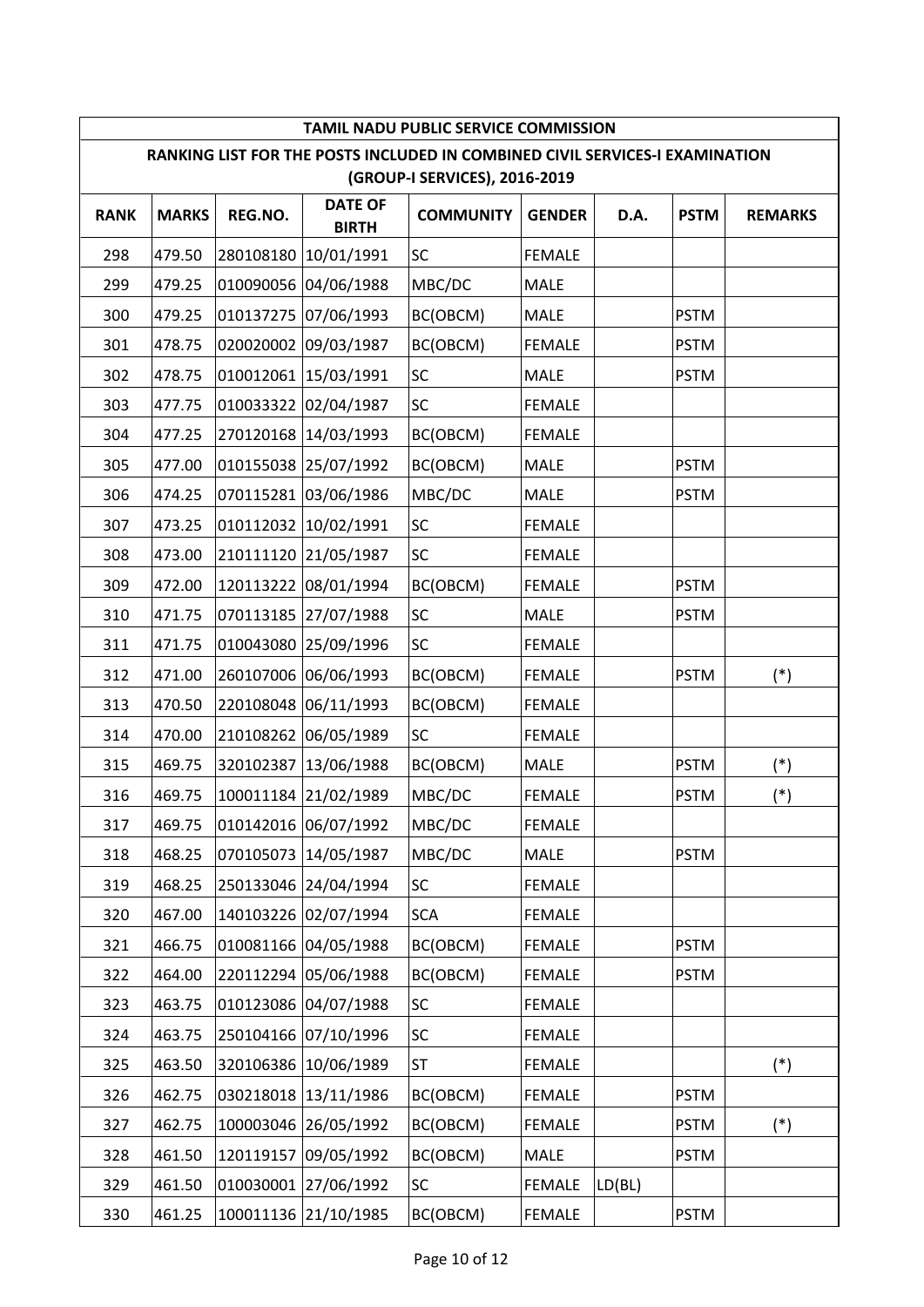| TAMIL NADU PUBLIC SERVICE COMMISSION | | | | | | | | |
|---|---|---|---|---|---|---|---|---|
| RANKING LIST FOR THE POSTS INCLUDED IN COMBINED CIVIL SERVICES-I EXAMINATION (GROUP-I SERVICES), 2016-2019 | | | | | | | | |
| RANK | MARKS | REG.NO. | DATE OF BIRTH | COMMUNITY | GENDER | D.A. | PSTM | REMARKS |
| 298 | 479.50 | 280108180 | 10/01/1991 | SC | FEMALE | | | |
| 299 | 479.25 | 010090056 | 04/06/1988 | MBC/DC | MALE | | | |
| 300 | 479.25 | 010137275 | 07/06/1993 | BC(OBCM) | MALE | | PSTM | |
| 301 | 478.75 | 020020002 | 09/03/1987 | BC(OBCM) | FEMALE | | PSTM | |
| 302 | 478.75 | 010012061 | 15/03/1991 | SC | MALE | | PSTM | |
| 303 | 477.75 | 010033322 | 02/04/1987 | SC | FEMALE | | | |
| 304 | 477.25 | 270120168 | 14/03/1993 | BC(OBCM) | FEMALE | | | |
| 305 | 477.00 | 010155038 | 25/07/1992 | BC(OBCM) | MALE | | PSTM | |
| 306 | 474.25 | 070115281 | 03/06/1986 | MBC/DC | MALE | | PSTM | |
| 307 | 473.25 | 010112032 | 10/02/1991 | SC | FEMALE | | | |
| 308 | 473.00 | 210111120 | 21/05/1987 | SC | FEMALE | | | |
| 309 | 472.00 | 120113222 | 08/01/1994 | BC(OBCM) | FEMALE | | PSTM | |
| 310 | 471.75 | 070113185 | 27/07/1988 | SC | MALE | | PSTM | |
| 311 | 471.75 | 010043080 | 25/09/1996 | SC | FEMALE | | | |
| 312 | 471.00 | 260107006 | 06/06/1993 | BC(OBCM) | FEMALE | | PSTM | (*) |
| 313 | 470.50 | 220108048 | 06/11/1993 | BC(OBCM) | FEMALE | | | |
| 314 | 470.00 | 210108262 | 06/05/1989 | SC | FEMALE | | | |
| 315 | 469.75 | 320102387 | 13/06/1988 | BC(OBCM) | MALE | | PSTM | (*) |
| 316 | 469.75 | 100011184 | 21/02/1989 | MBC/DC | FEMALE | | PSTM | (*) |
| 317 | 469.75 | 010142016 | 06/07/1992 | MBC/DC | FEMALE | | | |
| 318 | 468.25 | 070105073 | 14/05/1987 | MBC/DC | MALE | | PSTM | |
| 319 | 468.25 | 250133046 | 24/04/1994 | SC | FEMALE | | | |
| 320 | 467.00 | 140103226 | 02/07/1994 | SCA | FEMALE | | | |
| 321 | 466.75 | 010081166 | 04/05/1988 | BC(OBCM) | FEMALE | | PSTM | |
| 322 | 464.00 | 220112294 | 05/06/1988 | BC(OBCM) | FEMALE | | PSTM | |
| 323 | 463.75 | 010123086 | 04/07/1988 | SC | FEMALE | | | |
| 324 | 463.75 | 250104166 | 07/10/1996 | SC | FEMALE | | | |
| 325 | 463.50 | 320106386 | 10/06/1989 | ST | FEMALE | | | (*) |
| 326 | 462.75 | 030218018 | 13/11/1986 | BC(OBCM) | FEMALE | | PSTM | |
| 327 | 462.75 | 100003046 | 26/05/1992 | BC(OBCM) | FEMALE | | PSTM | (*) |
| 328 | 461.50 | 120119157 | 09/05/1992 | BC(OBCM) | MALE | | PSTM | |
| 329 | 461.50 | 010030001 | 27/06/1992 | SC | FEMALE | LD(BL) | | |
| 330 | 461.25 | 100011136 | 21/10/1985 | BC(OBCM) | FEMALE | | PSTM | |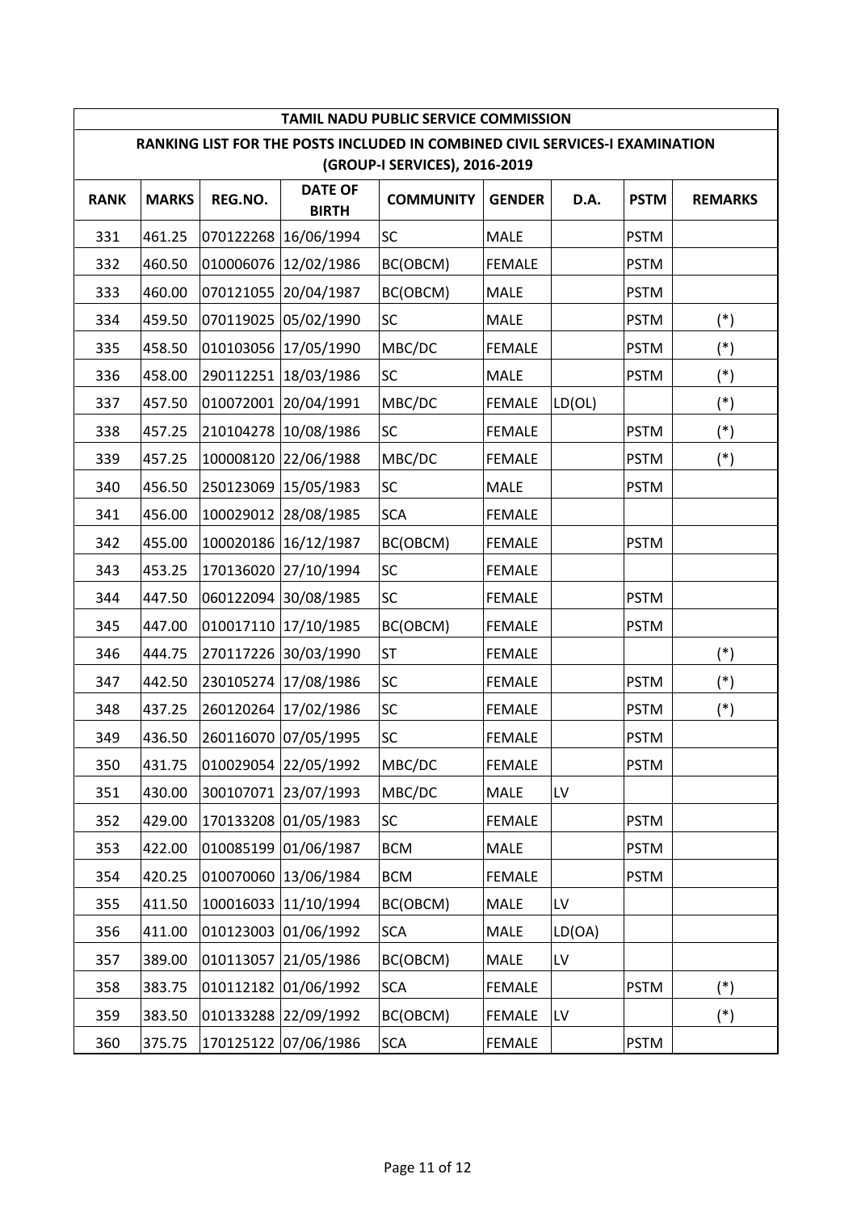| TAMIL NADU PUBLIC SERVICE COMMISSION | | | | | | | | |
|---|---|---|---|---|---|---|---|---|
| RANKING LIST FOR THE POSTS INCLUDED IN COMBINED CIVIL SERVICES-I EXAMINATION (GROUP-I SERVICES), 2016-2019 | | | | | | | | |
| **RANK** | **MARKS** | **REG.NO.** | **DATE OF BIRTH** | **COMMUNITY** | **GENDER** | **D.A.** | **PSTM** | **REMARKS** |
| 331 | 461.25 | 070122268 | 16/06/1994 | SC | MALE | | PSTM | |
| 332 | 460.50 | 010006076 | 12/02/1986 | BC(OBCM) | FEMALE | | PSTM | |
| 333 | 460.00 | 070121055 | 20/04/1987 | BC(OBCM) | MALE | | PSTM | |
| 334 | 459.50 | 070119025 | 05/02/1990 | SC | MALE | | PSTM | (*) |
| 335 | 458.50 | 010103056 | 17/05/1990 | MBC/DC | FEMALE | | PSTM | (*) |
| 336 | 458.00 | 290112251 | 18/03/1986 | SC | MALE | | PSTM | (*) |
| 337 | 457.50 | 010072001 | 20/04/1991 | MBC/DC | FEMALE | LD(OL) | | (*) |
| 338 | 457.25 | 210104278 | 10/08/1986 | SC | FEMALE | | PSTM | (*) |
| 339 | 457.25 | 100008120 | 22/06/1988 | MBC/DC | FEMALE | | PSTM | (*) |
| 340 | 456.50 | 250123069 | 15/05/1983 | SC | MALE | | PSTM | |
| 341 | 456.00 | 100029012 | 28/08/1985 | SCA | FEMALE | | | |
| 342 | 455.00 | 100020186 | 16/12/1987 | BC(OBCM) | FEMALE | | PSTM | |
| 343 | 453.25 | 170136020 | 27/10/1994 | SC | FEMALE | | | |
| 344 | 447.50 | 060122094 | 30/08/1985 | SC | FEMALE | | PSTM | |
| 345 | 447.00 | 010017110 | 17/10/1985 | BC(OBCM) | FEMALE | | PSTM | |
| 346 | 444.75 | 270117226 | 30/03/1990 | ST | FEMALE | | | (*) |
| 347 | 442.50 | 230105274 | 17/08/1986 | SC | FEMALE | | PSTM | (*) |
| 348 | 437.25 | 260120264 | 17/02/1986 | SC | FEMALE | | PSTM | (*) |
| 349 | 436.50 | 260116070 | 07/05/1995 | SC | FEMALE | | PSTM | |
| 350 | 431.75 | 010029054 | 22/05/1992 | MBC/DC | FEMALE | | PSTM | |
| 351 | 430.00 | 300107071 | 23/07/1993 | MBC/DC | MALE | LV | | |
| 352 | 429.00 | 170133208 | 01/05/1983 | SC | FEMALE | | PSTM | |
| 353 | 422.00 | 010085199 | 01/06/1987 | BCM | MALE | | PSTM | |
| 354 | 420.25 | 010070060 | 13/06/1984 | BCM | FEMALE | | PSTM | |
| 355 | 411.50 | 100016033 | 11/10/1994 | BC(OBCM) | MALE | LV | | |
| 356 | 411.00 | 010123003 | 01/06/1992 | SCA | MALE | LD(OA) | | |
| 357 | 389.00 | 010113057 | 21/05/1986 | BC(OBCM) | MALE | LV | | |
| 358 | 383.75 | 010112182 | 01/06/1992 | SCA | FEMALE | | PSTM | (*) |
| 359 | 383.50 | 010133288 | 22/09/1992 | BC(OBCM) | FEMALE | LV | | (*) |
| 360 | 375.75 | 170125122 | 07/06/1986 | SCA | FEMALE | | PSTM | |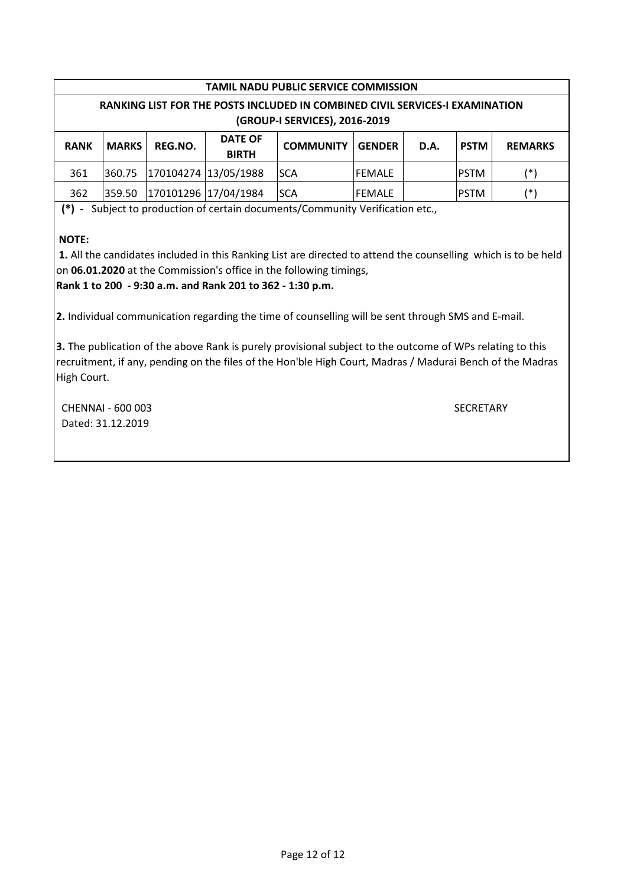**TAMIL NADU PUBLIC SERVICE COMMISSION**

**RANKING LIST FOR THE POSTS INCLUDED IN COMBINED CIVIL SERVICES-I EXAMINATION (GROUP-I SERVICES), 2016-2019**

| RANK | MARKS | REG.NO. | DATE OF BIRTH | COMMUNITY | GENDER | D.A. | PSTM | REMARKS |
|---|---|---|---|---|---|---|---|---|
| 361 | 360.75 | 170104274 | 13/05/1988 | SCA | FEMALE | | PSTM | (*) |
| 362 | 359.50 | 170101296 | 17/04/1984 | SCA | FEMALE | | PSTM | (*) |

**(*) -** Subject to production of certain documents/Community Verification etc.,

**NOTE:**

**1.** All the candidates included in this Ranking List are directed to attend the counselling which is to be held on **06.01.2020** at the Commission's office in the following timings,
**Rank 1 to 200 - 9:30 a.m. and Rank 201 to 362 - 1:30 p.m.**

**2.** Individual communication regarding the time of counselling will be sent through SMS and E-mail.

**3.** The publication of the above Rank is purely provisional subject to the outcome of WPs relating to this recruitment, if any, pending on the files of the Hon'ble High Court, Madras / Madurai Bench of the Madras High Court.

CHENNAI - 600 003
Dated: 31.12.2019

SECRETARY